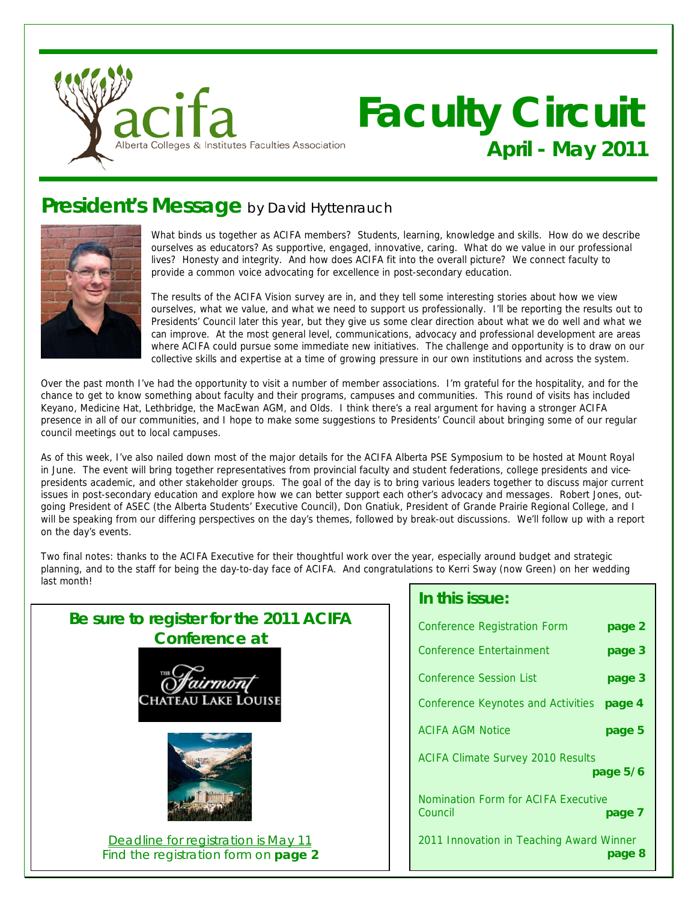acifa
Alberta Colleges & Institutes Faculties Association

# Faculty Circuit

**April - May 2011**

## President's Message by David Hyttenrauch

What binds us together as ACIFA members? Students, learning, knowledge and skills. How do we describe ourselves as educators? As supportive, engaged, innovative, caring. What do we value in our professional lives? Honesty and integrity. And how does ACIFA fit into the overall picture? We connect faculty to provide a common voice advocating for excellence in post-secondary education.

The results of the ACIFA Vision survey are in, and they tell some interesting stories about how we view ourselves, what we value, and what we need to support us professionally. I'll be reporting the results out to Presidents' Council later this year, but they give us some clear direction about what we do well and what we can improve. At the most general level, communications, advocacy and professional development are areas where ACIFA could pursue some immediate new initiatives. The challenge and opportunity is to draw on our collective skills and expertise at a time of growing pressure in our own institutions and across the system.

Over the past month I've had the opportunity to visit a number of member associations. I'm grateful for the hospitality, and for the chance to get to know something about faculty and their programs, campuses and communities. This round of visits has included Keyano, Medicine Hat, Lethbridge, the MacEwan AGM, and Olds. I think there's a real argument for having a stronger ACIFA presence in all of our communities, and I hope to make some suggestions to Presidents' Council about bringing some of our regular council meetings out to local campuses.

As of this week, I've also nailed down most of the major details for the ACIFA Alberta PSE Symposium to be hosted at Mount Royal in June. The event will bring together representatives from provincial faculty and student federations, college presidents and vice-presidents academic, and other stakeholder groups. The goal of the day is to bring various leaders together to discuss major current issues in post-secondary education and explore how we can better support each other's advocacy and messages. Robert Jones, out-going President of ASEC (the Alberta Students' Executive Council), Don Gnatiuk, President of Grande Prairie Regional College, and I will be speaking from our differing perspectives on the day's themes, followed by break-out discussions. We'll follow up with a report on the day's events.

Two final notes: thanks to the ACIFA Executive for their thoughtful work over the year, especially around budget and strategic planning, and to the staff for being the day-to-day face of ACIFA. And congratulations to Kerri Sway (now Green) on her wedding last month!

### Be sure to register for the 2011 ACIFA Conference at

The Fairmont Chateau Lake Louise

Deadline for registration is May 11
Find the registration form on **page 2**

### In this issue:

| | |
|---|---|
| Conference Registration Form | **page 2** |
| Conference Entertainment | **page 3** |
| Conference Session List | **page 3** |
| Conference Keynotes and Activities | **page 4** |
| ACIFA AGM Notice | **page 5** |
| ACIFA Climate Survey 2010 Results | **page 5/6** |
| Nomination Form for ACIFA Executive Council | **page 7** |
| 2011 Innovation in Teaching Award Winner | **page 8** |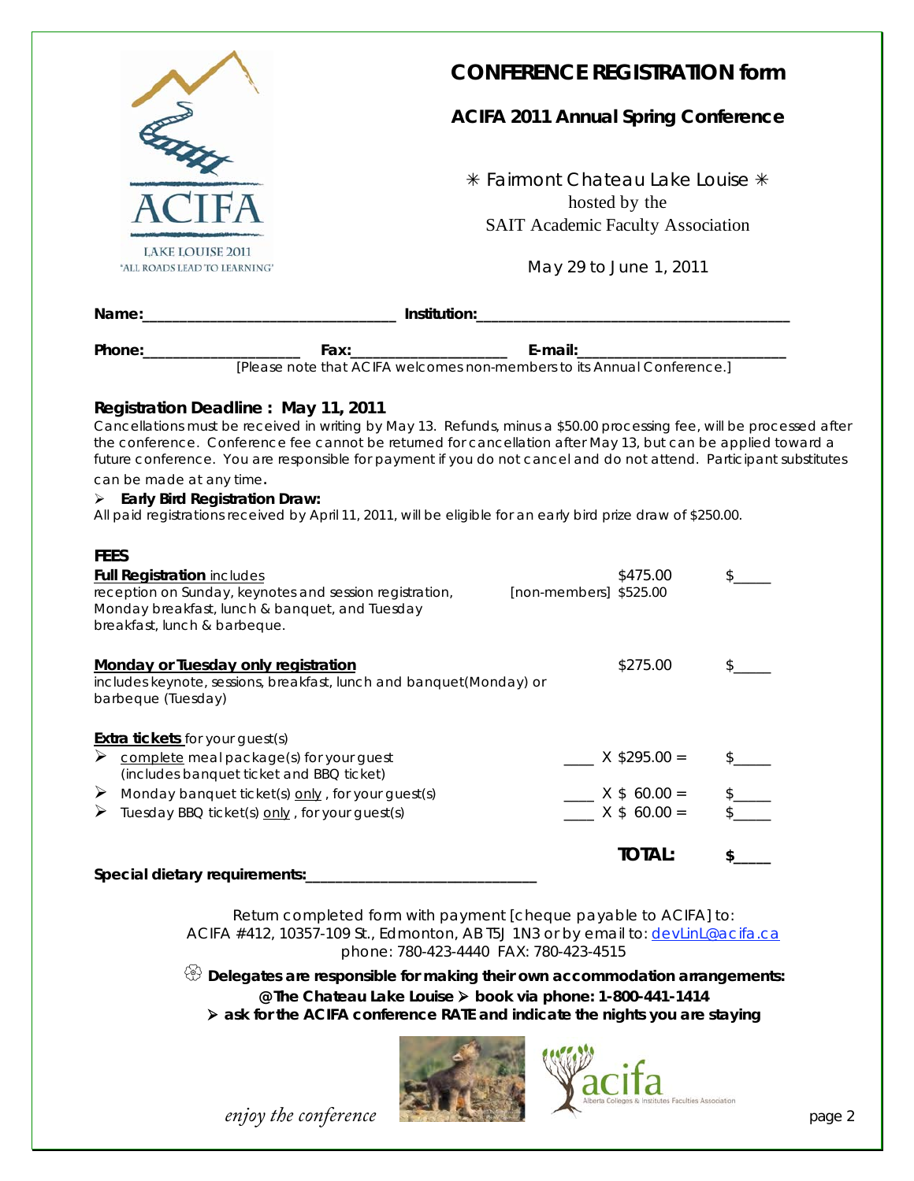# CONFERENCE REGISTRATION form

## ACIFA 2011 Annual Spring Conference

✳ Fairmont Chateau Lake Louise ✳
hosted by the
SAIT Academic Faculty Association

May 29 to June 1, 2011

LAKE LOUISE 2011
'ALL ROADS LEAD TO LEARNING'

**Name:**_______________________________ **Institution:**______________________________________

**Phone:**___________________ **Fax:**___________________ **E-mail:**_________________________

[Please note that ACIFA welcomes non-members to its Annual Conference.]

### Registration Deadline : May 11, 2011

Cancellations must be received in writing by May 13. Refunds, minus a $50.00 processing fee, will be processed after the conference. Conference fee cannot be returned for cancellation after May 13, but can be applied toward a future conference. You are responsible for payment if you do not cancel and do not attend. Participant substitutes can be made at any time.

- **Early Bird Registration Draw:**

All paid registrations received by April 11, 2011, will be eligible for an early bird prize draw of $250.00.

### FEES

| | | | |
|---|---|---|---|
| **Full Registration** includes reception on Sunday, keynotes and session registration, Monday breakfast, lunch & banquet, and Tuesday breakfast, lunch & barbeque. | [non-members] | $475.00<br>$525.00 | $_____ |
| **Monday or Tuesday only registration** includes keynote, sessions, breakfast, lunch and banquet(Monday) or barbeque (Tuesday) | | $275.00 | $_____ |
| **Extra tickets** for your guest(s) | | | |
| ➢ complete meal package(s) for your guest (includes banquet ticket and BBQ ticket) | ____ | X $295.00 = | $_____ |
| ➢ Monday banquet ticket(s) only, for your guest(s) | ____ | X $ 60.00 = | $_____ |
| ➢ Tuesday BBQ ticket(s) only, for your guest(s) | ____ | X $ 60.00 = | $_____ |
| | | **TOTAL:** | **$_____** |

**Special dietary requirements:**_____________________________

Return completed form with payment [cheque payable to ACIFA] to:
ACIFA #412, 10357-109 St., Edmonton, AB T5J 1N3 or by email to: devLinL@acifa.ca
phone: 780-423-4440 FAX: 780-423-4515

**Delegates are responsible for making their own accommodation arrangements:**
**@ The Chateau Lake Louise ➢ book via phone: 1-800-441-1414**
**➢ ask for the ACIFA conference RATE and indicate the nights you are staying**

acifa — Alberta Colleges & Institutes Faculties Association

*enjoy the conference*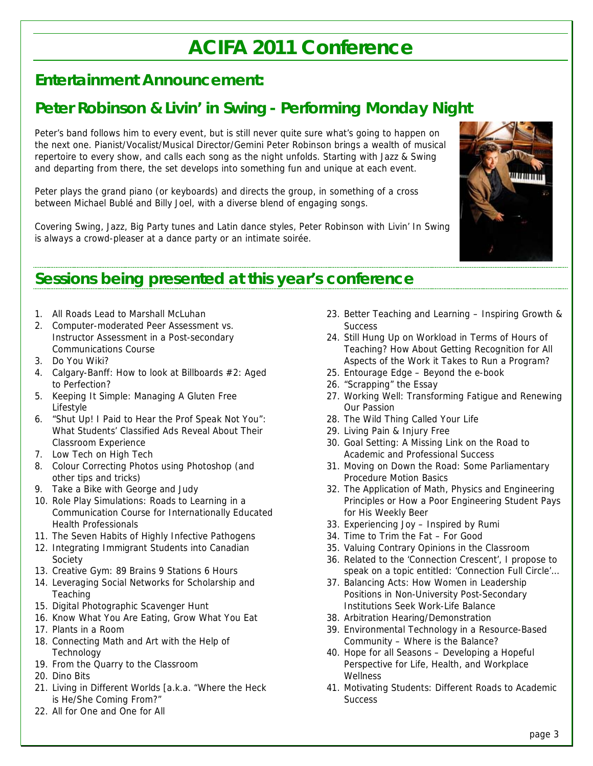# ACIFA 2011 Conference

## Entertainment Announcement:

## Peter Robinson & Livin' in Swing - Performing Monday Night

Peter's band follows him to every event, but is still never quite sure what's going to happen on the next one. Pianist/Vocalist/Musical Director/Gemini Peter Robinson brings a wealth of musical repertoire to every show, and calls each song as the night unfolds. Starting with Jazz & Swing and departing from there, the set develops into something fun and unique at each event.

Peter plays the grand piano (or keyboards) and directs the group, in something of a cross between Michael Bublé and Billy Joel, with a diverse blend of engaging songs.

Covering Swing, Jazz, Big Party tunes and Latin dance styles, Peter Robinson with Livin' In Swing is always a crowd-pleaser at a dance party or an intimate soirée.

## Sessions being presented at this year's conference

1. All Roads Lead to Marshall McLuhan
2. Computer-moderated Peer Assessment vs. Instructor Assessment in a Post-secondary Communications Course
3. Do You Wiki?
4. Calgary-Banff: How to look at Billboards #2: Aged to Perfection?
5. Keeping It Simple: Managing A Gluten Free Lifestyle
6. "Shut Up! I Paid to Hear the Prof Speak Not You": What Students' Classified Ads Reveal About Their Classroom Experience
7. Low Tech on High Tech
8. Colour Correcting Photos using Photoshop (and other tips and tricks)
9. Take a Bike with George and Judy
10. Role Play Simulations: Roads to Learning in a Communication Course for Internationally Educated Health Professionals
11. The Seven Habits of Highly Infective Pathogens
12. Integrating Immigrant Students into Canadian Society
13. Creative Gym: 89 Brains 9 Stations 6 Hours
14. Leveraging Social Networks for Scholarship and Teaching
15. Digital Photographic Scavenger Hunt
16. Know What You Are Eating, Grow What You Eat
17. Plants in a Room
18. Connecting Math and Art with the Help of Technology
19. From the Quarry to the Classroom
20. Dino Bits
21. Living in Different Worlds [a.k.a. "Where the Heck is He/She Coming From?"
22. All for One and One for All
23. Better Teaching and Learning – Inspiring Growth & Success
24. Still Hung Up on Workload in Terms of Hours of Teaching? How About Getting Recognition for All Aspects of the Work it Takes to Run a Program?
25. Entourage Edge – Beyond the e-book
26. "Scrapping" the Essay
27. Working Well: Transforming Fatigue and Renewing Our Passion
28. The Wild Thing Called Your Life
29. Living Pain & Injury Free
30. Goal Setting: A Missing Link on the Road to Academic and Professional Success
31. Moving on Down the Road: Some Parliamentary Procedure Motion Basics
32. The Application of Math, Physics and Engineering Principles or How a Poor Engineering Student Pays for His Weekly Beer
33. Experiencing Joy – Inspired by Rumi
34. Time to Trim the Fat – For Good
35. Valuing Contrary Opinions in the Classroom
36. Related to the 'Connection Crescent', I propose to speak on a topic entitled: 'Connection Full Circle'…
37. Balancing Acts: How Women in Leadership Positions in Non-University Post-Secondary Institutions Seek Work-Life Balance
38. Arbitration Hearing/Demonstration
39. Environmental Technology in a Resource-Based Community – Where is the Balance?
40. Hope for all Seasons – Developing a Hopeful Perspective for Life, Health, and Workplace Wellness
41. Motivating Students: Different Roads to Academic Success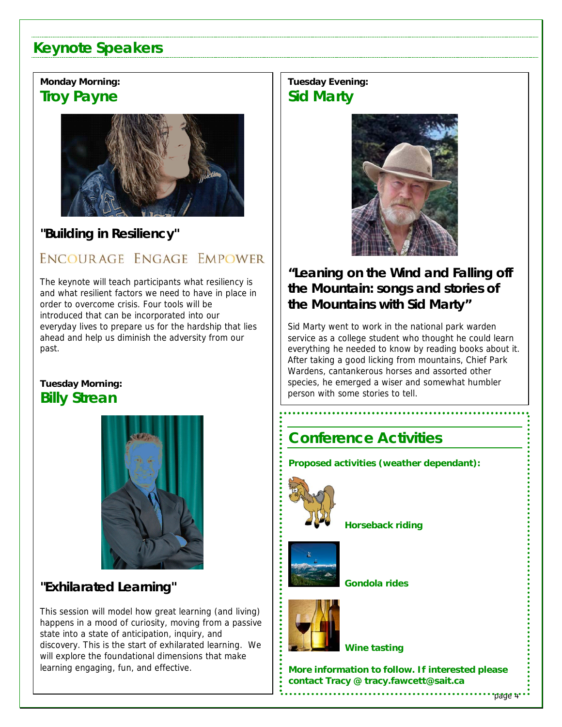# Keynote Speakers

**Monday Morning:**

## Troy Payne

### "Building in Resiliency"

ENCOURAGE ENGAGE EMPOWER

The keynote will teach participants what resiliency is and what resilient factors we need to have in place in order to overcome crisis. Four tools will be introduced that can be incorporated into our everyday lives to prepare us for the hardship that lies ahead and help us diminish the adversity from our past.

**Tuesday Morning:**

## Billy Strean

### "Exhilarated Learning"

This session will model how great learning (and living) happens in a mood of curiosity, moving from a passive state into a state of anticipation, inquiry, and discovery. This is the start of exhilarated learning. We will explore the foundational dimensions that make learning engaging, fun, and effective.

**Tuesday Evening:**

## Sid Marty

### "Leaning on the Wind and Falling off the Mountain: songs and stories of the Mountains with Sid Marty"

Sid Marty went to work in the national park warden service as a college student who thought he could learn everything he needed to know by reading books about it. After taking a good licking from mountains, Chief Park Wardens, cantankerous horses and assorted other species, he emerged a wiser and somewhat humbler person with some stories to tell.

# Conference Activities

**Proposed activities (weather dependant):**

**Horseback riding**

**Gondola rides**

**Wine tasting**

**More information to follow. If interested please contact Tracy @ tracy.fawcett@sait.ca**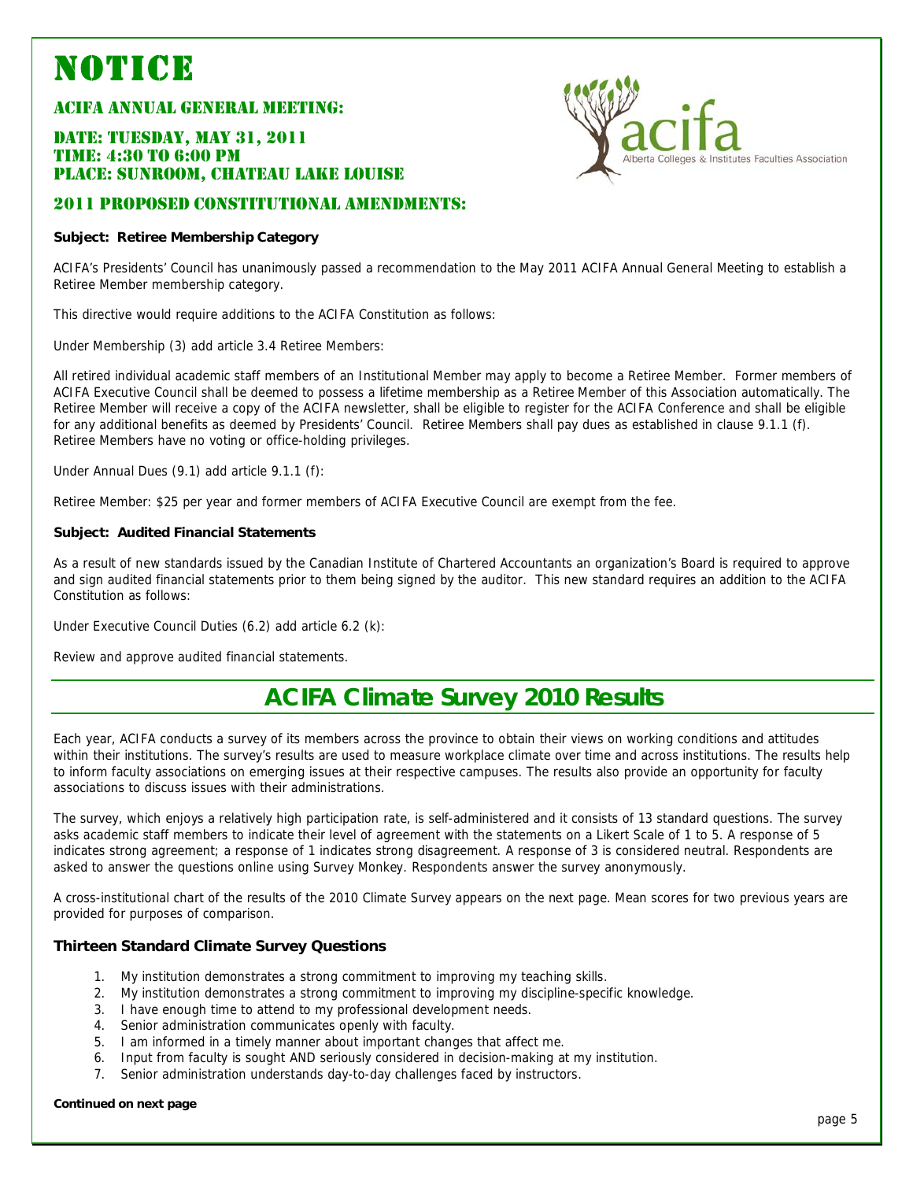# NOTICE

## ACIFA ANNUAL GENERAL MEETING:

**DATE: TUESDAY, MAY 31, 2011**
**TIME: 4:30 TO 6:00 PM**
**PLACE: SUNROOM, CHATEAU LAKE LOUISE**

## 2011 PROPOSED CONSTITUTIONAL AMENDMENTS:

**Subject: Retiree Membership Category**

ACIFA's Presidents' Council has unanimously passed a recommendation to the May 2011 ACIFA Annual General Meeting to establish a Retiree Member membership category.

This directive would require additions to the ACIFA Constitution as follows:

Under Membership (3) add article 3.4 Retiree Members:

All retired individual academic staff members of an Institutional Member may apply to become a Retiree Member. Former members of ACIFA Executive Council shall be deemed to possess a lifetime membership as a Retiree Member of this Association automatically. The Retiree Member will receive a copy of the ACIFA newsletter, shall be eligible to register for the ACIFA Conference and shall be eligible for any additional benefits as deemed by Presidents' Council. Retiree Members shall pay dues as established in clause 9.1.1 (f). Retiree Members have no voting or office-holding privileges.

Under Annual Dues (9.1) add article 9.1.1 (f):

Retiree Member: $25 per year and former members of ACIFA Executive Council are exempt from the fee.

**Subject: Audited Financial Statements**

As a result of new standards issued by the Canadian Institute of Chartered Accountants an organization's Board is required to approve and sign audited financial statements prior to them being signed by the auditor. This new standard requires an addition to the ACIFA Constitution as follows:

Under Executive Council Duties (6.2) add article 6.2 (k):

Review and approve audited financial statements.

# ACIFA Climate Survey 2010 Results

Each year, ACIFA conducts a survey of its members across the province to obtain their views on working conditions and attitudes within their institutions. The survey's results are used to measure workplace climate over time and across institutions. The results help to inform faculty associations on emerging issues at their respective campuses. The results also provide an opportunity for faculty associations to discuss issues with their administrations.

The survey, which enjoys a relatively high participation rate, is self-administered and it consists of 13 standard questions. The survey asks academic staff members to indicate their level of agreement with the statements on a Likert Scale of 1 to 5. A response of 5 indicates strong agreement; a response of 1 indicates strong disagreement. A response of 3 is considered neutral. Respondents are asked to answer the questions online using Survey Monkey. Respondents answer the survey anonymously.

A cross-institutional chart of the results of the 2010 Climate Survey appears on the next page. Mean scores for two previous years are provided for purposes of comparison.

### Thirteen Standard Climate Survey Questions

1. My institution demonstrates a strong commitment to improving my teaching skills.
2. My institution demonstrates a strong commitment to improving my discipline-specific knowledge.
3. I have enough time to attend to my professional development needs.
4. Senior administration communicates openly with faculty.
5. I am informed in a timely manner about important changes that affect me.
6. Input from faculty is sought AND seriously considered in decision-making at my institution.
7. Senior administration understands day-to-day challenges faced by instructors.

**Continued on next page**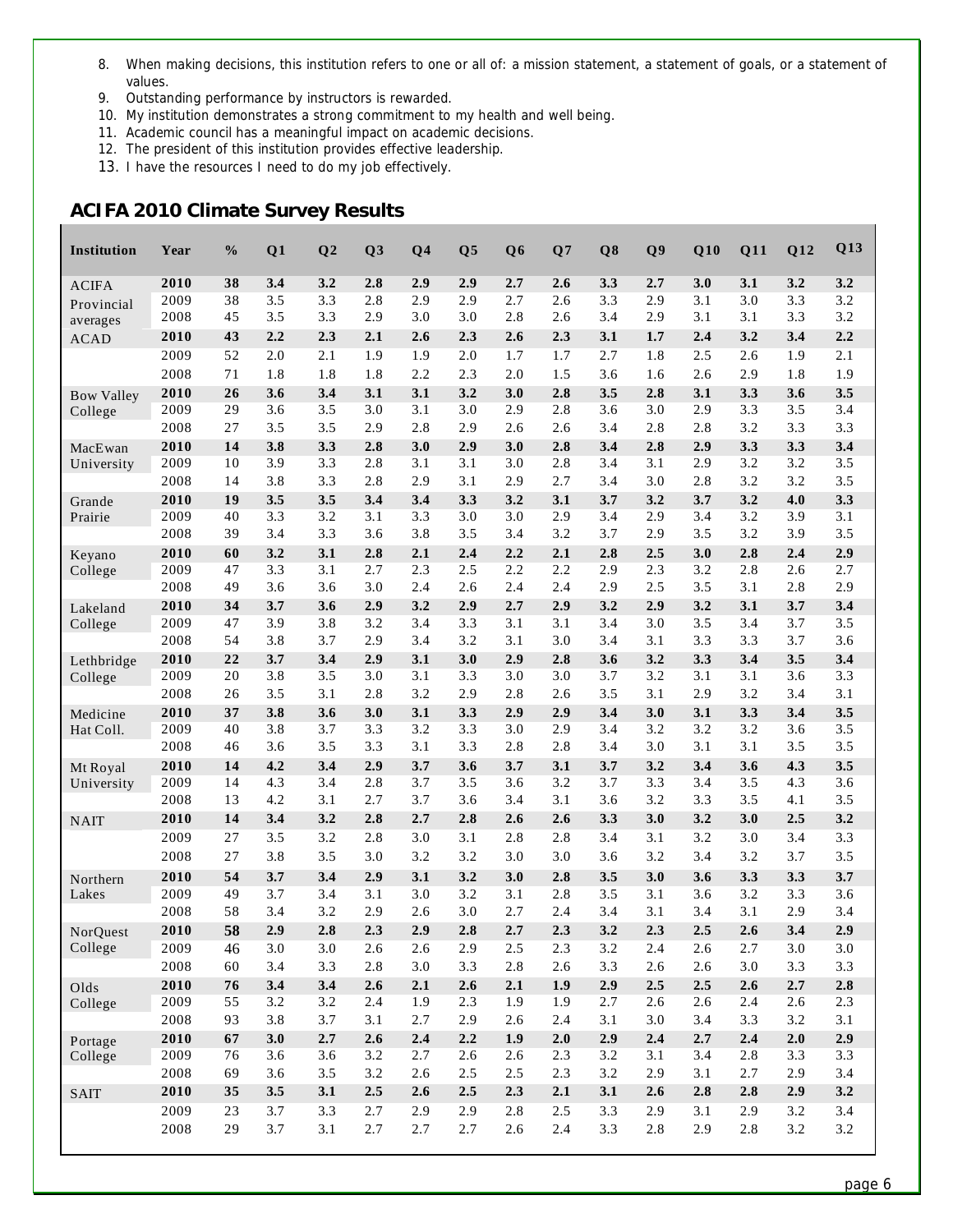8. When making decisions, this institution refers to one or all of: a mission statement, a statement of goals, or a statement of values.
9. Outstanding performance by instructors is rewarded.
10. My institution demonstrates a strong commitment to my health and well being.
11. Academic council has a meaningful impact on academic decisions.
12. The president of this institution provides effective leadership.
13. I have the resources I need to do my job effectively.

## ACIFA 2010 Climate Survey Results

| Institution | Year | % | Q1 | Q2 | Q3 | Q4 | Q5 | Q6 | Q7 | Q8 | Q9 | Q10 | Q11 | Q12 | Q13 |
|---|---|---|---|---|---|---|---|---|---|---|---|---|---|---|---|
| ACIFA Provincial averages | **2010** | **38** | **3.4** | **3.2** | **2.8** | **2.9** | **2.9** | **2.7** | **2.6** | **3.3** | **2.7** | **3.0** | **3.1** | **3.2** | **3.2** |
| | 2009 | 38 | 3.5 | 3.3 | 2.8 | 2.9 | 2.9 | 2.7 | 2.6 | 3.3 | 2.9 | 3.1 | 3.0 | 3.3 | 3.2 |
| | 2008 | 45 | 3.5 | 3.3 | 2.9 | 3.0 | 3.0 | 2.8 | 2.6 | 3.4 | 2.9 | 3.1 | 3.1 | 3.3 | 3.2 |
| ACAD | **2010** | **43** | **2.2** | **2.3** | **2.1** | **2.6** | **2.3** | **2.6** | **2.3** | **3.1** | **1.7** | **2.4** | **3.2** | **3.4** | **2.2** |
| | 2009 | 52 | 2.0 | 2.1 | 1.9 | 1.9 | 2.0 | 1.7 | 1.7 | 2.7 | 1.8 | 2.5 | 2.6 | 1.9 | 2.1 |
| | 2008 | 71 | 1.8 | 1.8 | 1.8 | 2.2 | 2.3 | 2.0 | 1.5 | 3.6 | 1.6 | 2.6 | 2.9 | 1.8 | 1.9 |
| Bow Valley College | **2010** | **26** | **3.6** | **3.4** | **3.1** | **3.1** | **3.2** | **3.0** | **2.8** | **3.5** | **2.8** | **3.1** | **3.3** | **3.6** | **3.5** |
| | 2009 | 29 | 3.6 | 3.5 | 3.0 | 3.1 | 3.0 | 2.9 | 2.8 | 3.6 | 3.0 | 2.9 | 3.3 | 3.5 | 3.4 |
| | 2008 | 27 | 3.5 | 3.5 | 2.9 | 2.8 | 2.9 | 2.6 | 2.6 | 3.4 | 2.8 | 2.8 | 3.2 | 3.3 | 3.3 |
| MacEwan University | **2010** | **14** | **3.8** | **3.3** | **2.8** | **3.0** | **2.9** | **3.0** | **2.8** | **3.4** | **2.8** | **2.9** | **3.3** | **3.3** | **3.4** |
| | 2009 | 10 | 3.9 | 3.3 | 2.8 | 3.1 | 3.1 | 3.0 | 2.8 | 3.4 | 3.1 | 2.9 | 3.2 | 3.2 | 3.5 |
| | 2008 | 14 | 3.8 | 3.3 | 2.8 | 2.9 | 3.1 | 2.9 | 2.7 | 3.4 | 3.0 | 2.8 | 3.2 | 3.2 | 3.5 |
| Grande Prairie | **2010** | **19** | **3.5** | **3.5** | **3.4** | **3.4** | **3.3** | **3.2** | **3.1** | **3.7** | **3.2** | **3.7** | **3.2** | **4.0** | **3.3** |
| | 2009 | 40 | 3.3 | 3.2 | 3.1 | 3.3 | 3.0 | 3.0 | 2.9 | 3.4 | 2.9 | 3.4 | 3.2 | 3.9 | 3.1 |
| | 2008 | 39 | 3.4 | 3.3 | 3.6 | 3.8 | 3.5 | 3.4 | 3.2 | 3.7 | 2.9 | 3.5 | 3.2 | 3.9 | 3.5 |
| Keyano College | **2010** | **60** | **3.2** | **3.1** | **2.8** | **2.1** | **2.4** | **2.2** | **2.1** | **2.8** | **2.5** | **3.0** | **2.8** | **2.4** | **2.9** |
| | 2009 | 47 | 3.3 | 3.1 | 2.7 | 2.3 | 2.5 | 2.2 | 2.2 | 2.9 | 2.3 | 3.2 | 2.8 | 2.6 | 2.7 |
| | 2008 | 49 | 3.6 | 3.6 | 3.0 | 2.4 | 2.6 | 2.4 | 2.4 | 2.9 | 2.5 | 3.5 | 3.1 | 2.8 | 2.9 |
| Lakeland College | **2010** | **34** | **3.7** | **3.6** | **2.9** | **3.2** | **2.9** | **2.7** | **2.9** | **3.2** | **2.9** | **3.2** | **3.1** | **3.7** | **3.4** |
| | 2009 | 47 | 3.9 | 3.8 | 3.2 | 3.4 | 3.3 | 3.1 | 3.1 | 3.4 | 3.0 | 3.5 | 3.4 | 3.7 | 3.5 |
| | 2008 | 54 | 3.8 | 3.7 | 2.9 | 3.4 | 3.2 | 3.1 | 3.0 | 3.4 | 3.1 | 3.3 | 3.3 | 3.7 | 3.6 |
| Lethbridge College | **2010** | **22** | **3.7** | **3.4** | **2.9** | **3.1** | **3.0** | **2.9** | **2.8** | **3.6** | **3.2** | **3.3** | **3.4** | **3.5** | **3.4** |
| | 2009 | 20 | 3.8 | 3.5 | 3.0 | 3.1 | 3.3 | 3.0 | 3.0 | 3.7 | 3.2 | 3.1 | 3.1 | 3.6 | 3.3 |
| | 2008 | 26 | 3.5 | 3.1 | 2.8 | 3.2 | 2.9 | 2.8 | 2.6 | 3.5 | 3.1 | 2.9 | 3.2 | 3.4 | 3.1 |
| Medicine Hat Coll. | **2010** | **37** | **3.8** | **3.6** | **3.0** | **3.1** | **3.3** | **2.9** | **2.9** | **3.4** | **3.0** | **3.1** | **3.3** | **3.4** | **3.5** |
| | 2009 | 40 | 3.8 | 3.7 | 3.3 | 3.2 | 3.3 | 3.0 | 2.9 | 3.4 | 3.2 | 3.2 | 3.2 | 3.6 | 3.5 |
| | 2008 | 46 | 3.6 | 3.5 | 3.3 | 3.1 | 3.3 | 2.8 | 2.8 | 3.4 | 3.0 | 3.1 | 3.1 | 3.5 | 3.5 |
| Mt Royal University | **2010** | **14** | **4.2** | **3.4** | **2.9** | **3.7** | **3.6** | **3.7** | **3.1** | **3.7** | **3.2** | **3.4** | **3.6** | **4.3** | **3.5** |
| | 2009 | 14 | 4.3 | 3.4 | 2.8 | 3.7 | 3.5 | 3.6 | 3.2 | 3.7 | 3.3 | 3.4 | 3.5 | 4.3 | 3.6 |
| | 2008 | 13 | 4.2 | 3.1 | 2.7 | 3.7 | 3.6 | 3.4 | 3.1 | 3.6 | 3.2 | 3.3 | 3.5 | 4.1 | 3.5 |
| NAIT | **2010** | **14** | **3.4** | **3.2** | **2.8** | **2.7** | **2.8** | **2.6** | **2.6** | **3.3** | **3.0** | **3.2** | **3.0** | **2.5** | **3.2** |
| | 2009 | 27 | 3.5 | 3.2 | 2.8 | 3.0 | 3.1 | 2.8 | 2.8 | 3.4 | 3.1 | 3.2 | 3.0 | 3.4 | 3.3 |
| | 2008 | 27 | 3.8 | 3.5 | 3.0 | 3.2 | 3.2 | 3.0 | 3.0 | 3.6 | 3.2 | 3.4 | 3.2 | 3.7 | 3.5 |
| Northern Lakes | **2010** | **54** | **3.7** | **3.4** | **2.9** | **3.1** | **3.2** | **3.0** | **2.8** | **3.5** | **3.0** | **3.6** | **3.3** | **3.3** | **3.7** |
| | 2009 | 49 | 3.7 | 3.4 | 3.1 | 3.0 | 3.2 | 3.1 | 2.8 | 3.5 | 3.1 | 3.6 | 3.2 | 3.3 | 3.6 |
| | 2008 | 58 | 3.4 | 3.2 | 2.9 | 2.6 | 3.0 | 2.7 | 2.4 | 3.4 | 3.1 | 3.4 | 3.1 | 2.9 | 3.4 |
| NorQuest College | **2010** | **58** | **2.9** | **2.8** | **2.3** | **2.9** | **2.8** | **2.7** | **2.3** | **3.2** | **2.3** | **2.5** | **2.6** | **3.4** | **2.9** |
| | 2009 | 46 | 3.0 | 3.0 | 2.6 | 2.6 | 2.9 | 2.5 | 2.3 | 3.2 | 2.4 | 2.6 | 2.7 | 3.0 | 3.0 |
| | 2008 | 60 | 3.4 | 3.3 | 2.8 | 3.0 | 3.3 | 2.8 | 2.6 | 3.3 | 2.6 | 2.6 | 3.0 | 3.3 | 3.3 |
| Olds College | **2010** | **76** | **3.4** | **3.4** | **2.6** | **2.1** | **2.6** | **2.1** | **1.9** | **2.9** | **2.5** | **2.5** | **2.6** | **2.7** | **2.8** |
| | 2009 | 55 | 3.2 | 3.2 | 2.4 | 1.9 | 2.3 | 1.9 | 1.9 | 2.7 | 2.6 | 2.6 | 2.4 | 2.6 | 2.3 |
| | 2008 | 93 | 3.8 | 3.7 | 3.1 | 2.7 | 2.9 | 2.6 | 2.4 | 3.1 | 3.0 | 3.4 | 3.3 | 3.2 | 3.1 |
| Portage College | **2010** | **67** | **3.0** | **2.7** | **2.6** | **2.4** | **2.2** | **1.9** | **2.0** | **2.9** | **2.4** | **2.7** | **2.4** | **2.0** | **2.9** |
| | 2009 | 76 | 3.6 | 3.6 | 3.2 | 2.7 | 2.6 | 2.6 | 2.3 | 3.2 | 3.1 | 3.4 | 2.8 | 3.3 | 3.3 |
| | 2008 | 69 | 3.6 | 3.5 | 3.2 | 2.6 | 2.5 | 2.5 | 2.3 | 3.2 | 2.9 | 3.1 | 2.7 | 2.9 | 3.4 |
| SAIT | **2010** | **35** | **3.5** | **3.1** | **2.5** | **2.6** | **2.5** | **2.3** | **2.1** | **3.1** | **2.6** | **2.8** | **2.8** | **2.9** | **3.2** |
| | 2009 | 23 | 3.7 | 3.3 | 2.7 | 2.9 | 2.9 | 2.8 | 2.5 | 3.3 | 2.9 | 3.1 | 2.9 | 3.2 | 3.4 |
| | 2008 | 29 | 3.7 | 3.1 | 2.7 | 2.7 | 2.7 | 2.6 | 2.4 | 3.3 | 2.8 | 2.9 | 2.8 | 3.2 | 3.2 |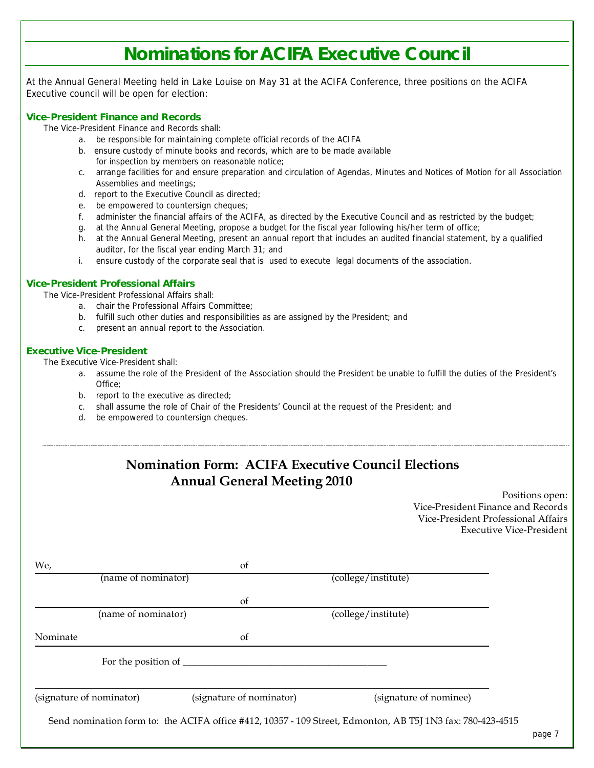# Nominations for ACIFA Executive Council

At the Annual General Meeting held in Lake Louise on May 31 at the ACIFA Conference, three positions on the ACIFA Executive council will be open for election:

### Vice-President Finance and Records

The Vice-President Finance and Records shall:

a. be responsible for maintaining complete official records of the ACIFA
b. ensure custody of minute books and records, which are to be made available for inspection by members on reasonable notice;
c. arrange facilities for and ensure preparation and circulation of Agendas, Minutes and Notices of Motion for all Association Assemblies and meetings;
d. report to the Executive Council as directed;
e. be empowered to countersign cheques;
f. administer the financial affairs of the ACIFA, as directed by the Executive Council and as restricted by the budget;
g. at the Annual General Meeting, propose a budget for the fiscal year following his/her term of office;
h. at the Annual General Meeting, present an annual report that includes an audited financial statement, by a qualified auditor, for the fiscal year ending March 31; and
i. ensure custody of the corporate seal that is used to execute legal documents of the association.

### Vice-President Professional Affairs

The Vice-President Professional Affairs shall:

a. chair the Professional Affairs Committee;
b. fulfill such other duties and responsibilities as are assigned by the President; and
c. present an annual report to the Association.

### Executive Vice-President

The Executive Vice-President shall:

a. assume the role of the President of the Association should the President be unable to fulfill the duties of the President's Office;
b. report to the executive as directed;
c. shall assume the role of Chair of the Presidents' Council at the request of the President; and
d. be empowered to countersign cheques.

---

## Nomination Form: ACIFA Executive Council Elections
## Annual General Meeting 2010

Positions open:
Vice-President Finance and Records
Vice-President Professional Affairs
Executive Vice-President

We, ______________________ of ______________________
(name of nominator) (college/institute)

______________________ of ______________________
(name of nominator) (college/institute)

Nominate ______________________ of ______________________

For the position of ___________________________________________

______________________ ______________________ ______________________
(signature of nominator) (signature of nominator) (signature of nominee)

Send nomination form to: the ACIFA office #412, 10357 - 109 Street, Edmonton, AB T5J 1N3 fax: 780-423-4515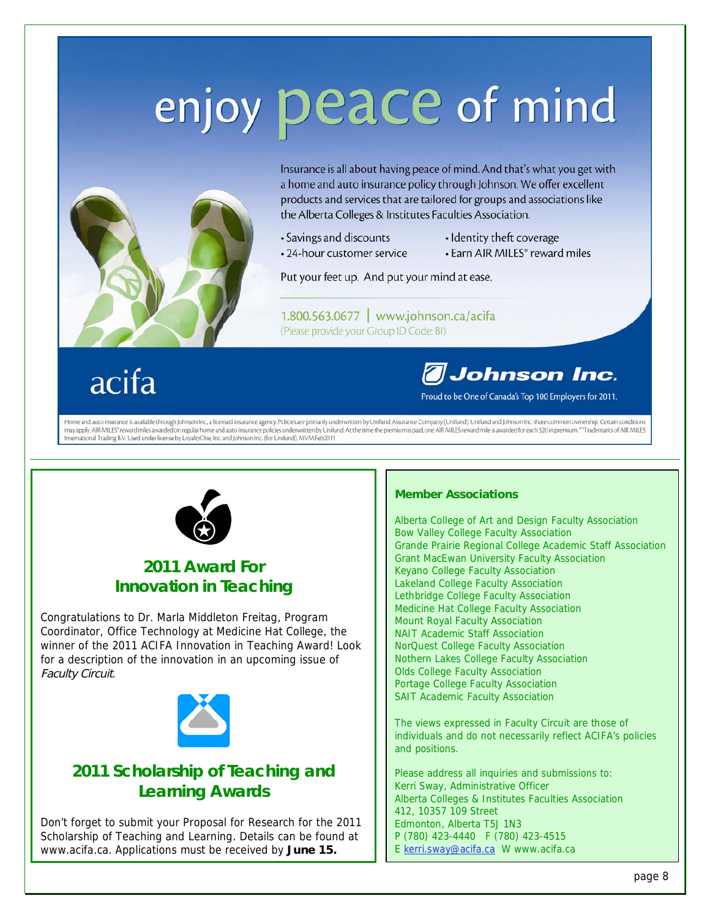# enjoy peace of mind

Insurance is all about having peace of mind. And that's what you get with a home and auto insurance policy through Johnson. We offer excellent products and services that are tailored for groups and associations like the Alberta Colleges & Institutes Faculties Association.

- Savings and discounts
- 24-hour customer service
- Identity theft coverage
- Earn AIR MILES® reward miles

Put your feet up. And put your mind at ease.

1.800.563.0677 | www.johnson.ca/acifa
(Please provide your Group ID Code: BI)

acifa

Johnson Inc.

Proud to be One of Canada's Top 100 Employers for 2011.

Home and auto insurance is available through Johnson Inc., a licensed insurance agency. Policies are primarily underwritten by Unifund Assurance Company (Unifund). Unifund and Johnson Inc. share common ownership. Certain conditions may apply. AIR MILES® reward miles awarded on regular home and auto insurance policies underwritten by Unifund. At the time the premium is paid, one AIR MILES reward mile is awarded for each $20 in premium. ®™Trademarks of AIR MILES International Trading B.V. Used under license by LoyaltyOne, Inc. and Johnson Inc. (for Unifund). MVM.Feb2011

## 2011 Award For Innovation in Teaching

Congratulations to Dr. Marla Middleton Freitag, Program Coordinator, Office Technology at Medicine Hat College, the winner of the 2011 ACIFA Innovation in Teaching Award! Look for a description of the innovation in an upcoming issue of *Faculty Circuit*.

## 2011 Scholarship of Teaching and Learning Awards

Don't forget to submit your Proposal for Research for the 2011 Scholarship of Teaching and Learning. Details can be found at www.acifa.ca. Applications must be received by **June 15.**

### Member Associations

Alberta College of Art and Design Faculty Association
Bow Valley College Faculty Association
Grande Prairie Regional College Academic Staff Association
Grant MacEwan University Faculty Association
Keyano College Faculty Association
Lakeland College Faculty Association
Lethbridge College Faculty Association
Medicine Hat College Faculty Association
Mount Royal Faculty Association
NAIT Academic Staff Association
NorQuest College Faculty Association
Nothern Lakes College Faculty Association
Olds College Faculty Association
Portage College Faculty Association
SAIT Academic Faculty Association

The views expressed in Faculty Circuit are those of individuals and do not necessarily reflect ACIFA's policies and positions.

Please address all inquiries and submissions to:
Kerri Sway, Administrative Officer
Alberta Colleges & Institutes Faculties Association
412, 10357 109 Street
Edmonton, Alberta T5J 1N3
P (780) 423-4440 F (780) 423-4515
E kerri.sway@acifa.ca W www.acifa.ca